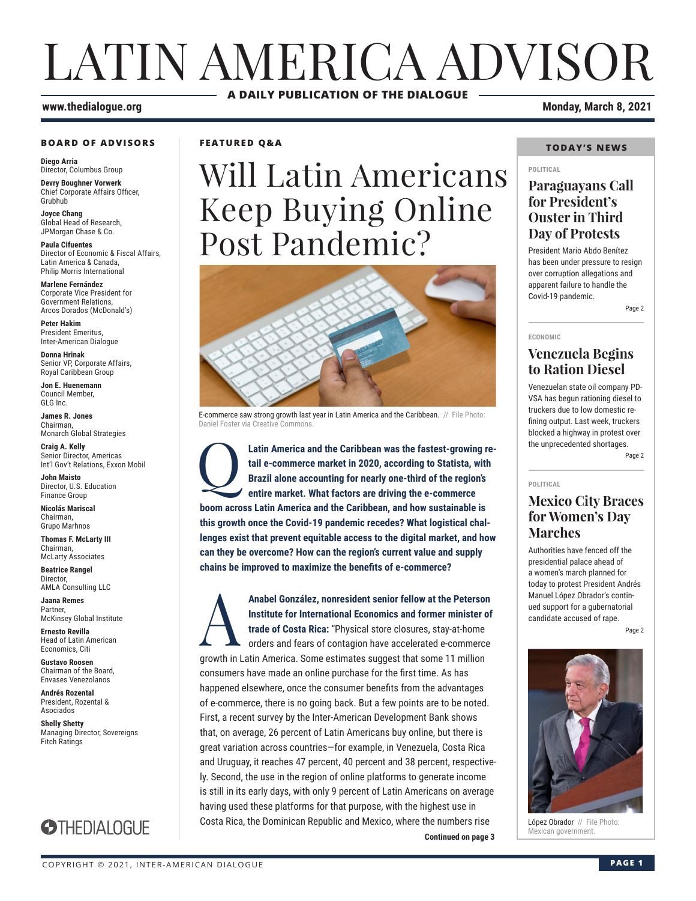# LATIN AMERICA ADVISOR

**A DAILY PUBLICATION OF THE DIALOGUE**

**www.thedialogue.org**

**Monday, March 8, 2021**

## BOARD OF ADVISORS

**Diego Arria**
Director, Columbus Group

**Devry Boughner Vorwerk**
Chief Corporate Affairs Officer, Grubhub

**Joyce Chang**
Global Head of Research, JPMorgan Chase & Co.

**Paula Cifuentes**
Director of Economic & Fiscal Affairs, Latin America & Canada, Philip Morris International

**Marlene Fernández**
Corporate Vice President for Government Relations, Arcos Dorados (McDonald's)

**Peter Hakim**
President Emeritus, Inter-American Dialogue

**Donna Hrinak**
Senior VP, Corporate Affairs, Royal Caribbean Group

**Jon E. Huenemann**
Council Member, GLG Inc.

**James R. Jones**
Chairman, Monarch Global Strategies

**Craig A. Kelly**
Senior Director, Americas Int'l Gov't Relations, Exxon Mobil

**John Maisto**
Director, U.S. Education Finance Group

**Nicolás Mariscal**
Chairman, Grupo Marhnos

**Thomas F. McLarty III**
Chairman, McLarty Associates

**Beatrice Rangel**
Director, AMLA Consulting LLC

**Jaana Remes**
Partner, McKinsey Global Institute

**Ernesto Revilla**
Head of Latin American Economics, Citi

**Gustavo Roosen**
Chairman of the Board, Envases Venezolanos

**Andrés Rozental**
President, Rozental & Asociados

**Shelly Shetty**
Managing Director, Sovereigns Fitch Ratings

THEDIALOGUE

**FEATURED Q&A**

# Will Latin Americans Keep Buying Online Post Pandemic?

E-commerce saw strong growth last year in Latin America and the Caribbean. // File Photo: Daniel Foster via Creative Commons.

**Q: Latin America and the Caribbean was the fastest-growing retail e-commerce market in 2020, according to Statista, with Brazil alone accounting for nearly one-third of the region's entire market. What factors are driving the e-commerce boom across Latin America and the Caribbean, and how sustainable is this growth once the Covid-19 pandemic recedes? What logistical challenges exist that prevent equitable access to the digital market, and how can they be overcome? How can the region's current value and supply chains be improved to maximize the benefits of e-commerce?**

**A: Anabel González, nonresident senior fellow at the Peterson Institute for International Economics and former minister of trade of Costa Rica:** "Physical store closures, stay-at-home orders and fears of contagion have accelerated e-commerce growth in Latin America. Some estimates suggest that some 11 million consumers have made an online purchase for the first time. As has happened elsewhere, once the consumer benefits from the advantages of e-commerce, there is no going back. But a few points are to be noted. First, a recent survey by the Inter-American Development Bank shows that, on average, 26 percent of Latin Americans buy online, but there is great variation across countries—for example, in Venezuela, Costa Rica and Uruguay, it reaches 47 percent, 40 percent and 38 percent, respectively. Second, the use in the region of online platforms to generate income is still in its early days, with only 9 percent of Latin Americans on average having used these platforms for that purpose, with the highest use in Costa Rica, the Dominican Republic and Mexico, where the numbers rise

**Continued on page 3**

## TODAY'S NEWS

**POLITICAL**

### Paraguayans Call for President's Ouster in Third Day of Protests

President Mario Abdo Benítez has been under pressure to resign over corruption allegations and apparent failure to handle the Covid-19 pandemic.

Page 2

**ECONOMIC**

### Venezuela Begins to Ration Diesel

Venezuelan state oil company PDVSA has begun rationing diesel to truckers due to low domestic refining output. Last week, truckers blocked a highway in protest over the unprecedented shortages.

Page 2

**POLITICAL**

### Mexico City Braces for Women's Day Marches

Authorities have fenced off the presidential palace ahead of a women's march planned for today to protest President Andrés Manuel López Obrador's continued support for a gubernatorial candidate accused of rape.

Page 2

López Obrador // File Photo: Mexican government.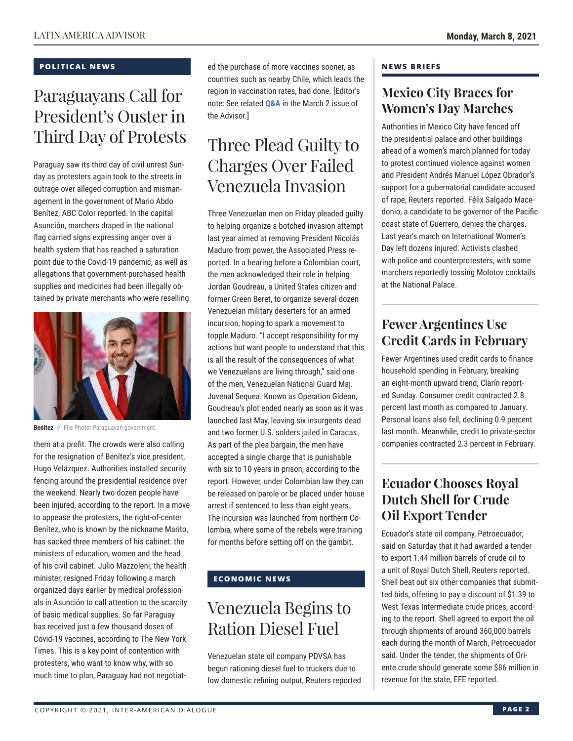## POLITICAL NEWS

# Paraguayans Call for President's Ouster in Third Day of Protests

Paraguay saw its third day of civil unrest Sunday as protesters again took to the streets in outrage over alleged corruption and mismanagement in the government of Mario Abdo Benítez, ABC Color reported. In the capital Asunción, marchers draped in the national flag carried signs expressing anger over a health system that has reached a saturation point due to the Covid-19 pandemic, as well as allegations that government-purchased health supplies and medicines had been illegally obtained by private merchants who were reselling them at a profit. The crowds were also calling for the resignation of Benítez's vice president, Hugo Velázquez. Authorities installed security fencing around the presidential residence over the weekend. Nearly two dozen people have been injured, according to the report. In a move to appease the protesters, the right-of-center Benítez, who is known by the nickname Marito, has sacked three members of his cabinet: the ministers of education, women and the head of his civil cabinet. Julio Mazzoleni, the health minister, resigned Friday following a march organized days earlier by medical professionals in Asunción to call attention to the scarcity of basic medical supplies. So far Paraguay has received just a few thousand doses of Covid-19 vaccines, according to The New York Times. This is a key point of contention with protesters, who want to know why, with so much time to plan, Paraguay had not negotiated the purchase of more vaccines sooner, as countries such as nearby Chile, which leads the region in vaccination rates, had done. [Editor's note: See related **Q&A** in the March 2 issue of the Advisor.]

**Benítez** // File Photo: Paraguayan government.

# Three Plead Guilty to Charges Over Failed Venezuela Invasion

Three Venezuelan men on Friday pleaded guilty to helping organize a botched invasion attempt last year aimed at removing President Nicolás Maduro from power, the Associated Press reported. In a hearing before a Colombian court, the men acknowledged their role in helping Jordan Goudreau, a United States citizen and former Green Beret, to organize several dozen Venezuelan military deserters for an armed incursion, hoping to spark a movement to topple Maduro. "I accept responsibility for my actions but want people to understand that this is all the result of the consequences of what we Venezuelans are living through," said one of the men, Venezuelan National Guard Maj. Juvenal Sequea. Known as Operation Gideon, Goudreau's plot ended nearly as soon as it was launched last May, leaving six insurgents dead and two former U.S. soldiers jailed in Caracas. As part of the plea bargain, the men have accepted a single charge that is punishable with six to 10 years in prison, according to the report. However, under Colombian law they can be released on parole or be placed under house arrest if sentenced to less than eight years. The incursion was launched from northern Colombia, where some of the rebels were training for months before setting off on the gambit.

## ECONOMIC NEWS

# Venezuela Begins to Ration Diesel Fuel

Venezuelan state oil company PDVSA has begun rationing diesel fuel to truckers due to low domestic refining output, Reuters reported

## NEWS BRIEFS

### Mexico City Braces for Women's Day Marches

Authorities in Mexico City have fenced off the presidential palace and other buildings ahead of a women's march planned for today to protest continued violence against women and President Andrés Manuel López Obrador's support for a gubernatorial candidate accused of rape, Reuters reported. Félix Salgado Macedonio, a candidate to be governor of the Pacific coast state of Guerrero, denies the charges. Last year's march on International Women's Day left dozens injured. Activists clashed with police and counterprotesters, with some marchers reportedly tossing Molotov cocktails at the National Palace.

### Fewer Argentines Use Credit Cards in February

Fewer Argentines used credit cards to finance household spending in February, breaking an eight-month upward trend, Clarín reported Sunday. Consumer credit contracted 2.8 percent last month as compared to January. Personal loans also fell, declining 0.9 percent last month. Meanwhile, credit to private-sector companies contracted 2.3 percent in February.

### Ecuador Chooses Royal Dutch Shell for Crude Oil Export Tender

Ecuador's state oil company, Petroecuador, said on Saturday that it had awarded a tender to export 1.44 million barrels of crude oil to a unit of Royal Dutch Shell, Reuters reported. Shell beat out six other companies that submitted bids, offering to pay a discount of $1.39 to West Texas Intermediate crude prices, according to the report. Shell agreed to export the oil through shipments of around 360,000 barrels each during the month of March, Petroecuador said. Under the tender, the shipments of Oriente crude should generate some $86 million in revenue for the state, EFE reported.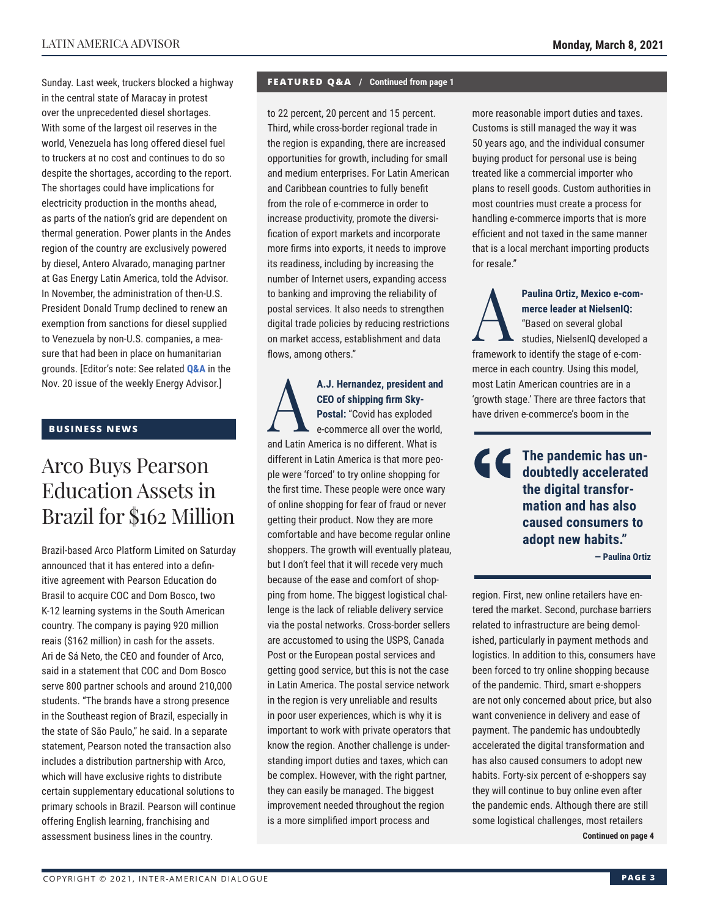Sunday. Last week, truckers blocked a highway in the central state of Maracay in protest over the unprecedented diesel shortages. With some of the largest oil reserves in the world, Venezuela has long offered diesel fuel to truckers at no cost and continues to do so despite the shortages, according to the report. The shortages could have implications for electricity production in the months ahead, as parts of the nation's grid are dependent on thermal generation. Power plants in the Andes region of the country are exclusively powered by diesel, Antero Alvarado, managing partner at Gas Energy Latin America, told the Advisor. In November, the administration of then-U.S. President Donald Trump declined to renew an exemption from sanctions for diesel supplied to Venezuela by non-U.S. companies, a measure that had been in place on humanitarian grounds. [Editor's note: See related **Q&A** in the Nov. 20 issue of the weekly Energy Advisor.]

## BUSINESS NEWS

# Arco Buys Pearson Education Assets in Brazil for $162 Million

Brazil-based Arco Platform Limited on Saturday announced that it has entered into a definitive agreement with Pearson Education do Brasil to acquire COC and Dom Bosco, two K-12 learning systems in the South American country. The company is paying 920 million reais ($162 million) in cash for the assets. Ari de Sá Neto, the CEO and founder of Arco, said in a statement that COC and Dom Bosco serve 800 partner schools and around 210,000 students. "The brands have a strong presence in the Southeast region of Brazil, especially in the state of São Paulo," he said. In a separate statement, Pearson noted the transaction also includes a distribution partnership with Arco, which will have exclusive rights to distribute certain supplementary educational solutions to primary schools in Brazil. Pearson will continue offering English learning, franchising and assessment business lines in the country.

## FEATURED Q&A / Continued from page 1

to 22 percent, 20 percent and 15 percent. Third, while cross-border regional trade in the region is expanding, there are increased opportunities for growth, including for small and medium enterprises. For Latin American and Caribbean countries to fully benefit from the role of e-commerce in order to increase productivity, promote the diversification of export markets and incorporate more firms into exports, it needs to improve its readiness, including by increasing the number of Internet users, expanding access to banking and improving the reliability of postal services. It also needs to strengthen digital trade policies by reducing restrictions on market access, establishment and data flows, among others."

**A.J. Hernandez, president and CEO of shipping firm Sky-Postal:** "Covid has exploded e-commerce all over the world, and Latin America is no different. What is different in Latin America is that more people were 'forced' to try online shopping for the first time. These people were once wary of online shopping for fear of fraud or never getting their product. Now they are more comfortable and have become regular online shoppers. The growth will eventually plateau, but I don't feel that it will recede very much because of the ease and comfort of shopping from home. The biggest logistical challenge is the lack of reliable delivery service via the postal networks. Cross-border sellers are accustomed to using the USPS, Canada Post or the European postal services and getting good service, but this is not the case in Latin America. The postal service network in the region is very unreliable and results in poor user experiences, which is why it is important to work with private operators that know the region. Another challenge is understanding import duties and taxes, which can be complex. However, with the right partner, they can easily be managed. The biggest improvement needed throughout the region is a more simplified import process and more reasonable import duties and taxes. Customs is still managed the way it was 50 years ago, and the individual consumer buying product for personal use is being treated like a commercial importer who plans to resell goods. Custom authorities in most countries must create a process for handling e-commerce imports that is more efficient and not taxed in the same manner that is a local merchant importing products for resale."

**Paulina Ortiz, Mexico e-commerce leader at NielsenIQ:** "Based on several global studies, NielsenIQ developed a framework to identify the stage of e-commerce in each country. Using this model, most Latin American countries are in a 'growth stage.' There are three factors that have driven e-commerce's boom in the region. First, new online retailers have entered the market. Second, purchase barriers related to infrastructure are being demolished, particularly in payment methods and logistics. In addition to this, consumers have been forced to try online shopping because of the pandemic. Third, smart e-shoppers are not only concerned about price, but also want convenience in delivery and ease of payment. The pandemic has undoubtedly accelerated the digital transformation and has also caused consumers to adopt new habits. Forty-six percent of e-shoppers say they will continue to buy online even after the pandemic ends. Although there are still some logistical challenges, most retailers

> **"The pandemic has undoubtedly accelerated the digital transformation and has also caused consumers to adopt new habits."**
> — Paulina Ortiz

Continued on page 4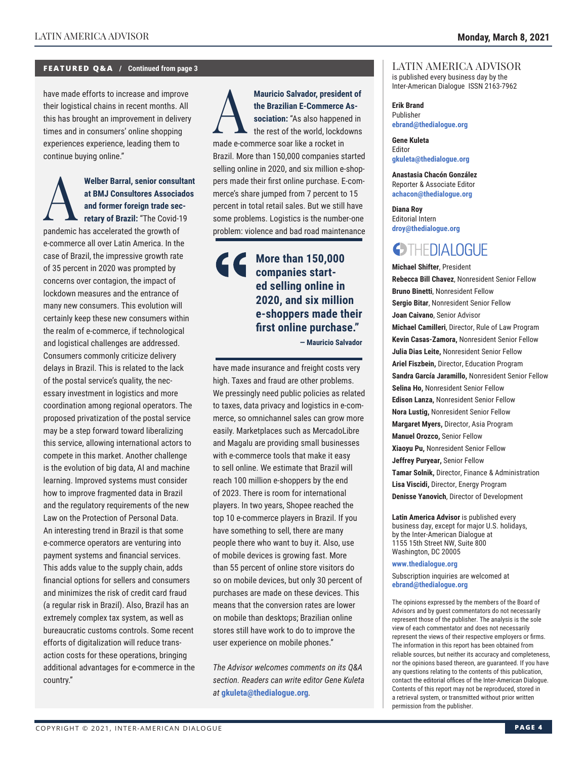**FEATURED Q&A / Continued from page 3**

have made efforts to increase and improve their logistical chains in recent months. All this has brought an improvement in delivery times and in consumers' online shopping experiences experience, leading them to continue buying online."

**A**

**Welber Barral, senior consultant at BMJ Consultores Associados and former foreign trade secretary of Brazil:** "The Covid-19 pandemic has accelerated the growth of e-commerce all over Latin America. In the case of Brazil, the impressive growth rate of 35 percent in 2020 was prompted by concerns over contagion, the impact of lockdown measures and the entrance of many new consumers. This evolution will certainly keep these new consumers within the realm of e-commerce, if technological and logistical challenges are addressed. Consumers commonly criticize delivery delays in Brazil. This is related to the lack of the postal service's quality, the necessary investment in logistics and more coordination among regional operators. The proposed privatization of the postal service may be a step forward toward liberalizing this service, allowing international actors to compete in this market. Another challenge is the evolution of big data, AI and machine learning. Improved systems must consider how to improve fragmented data in Brazil and the regulatory requirements of the new Law on the Protection of Personal Data. An interesting trend in Brazil is that some e-commerce operators are venturing into payment systems and financial services. This adds value to the supply chain, adds financial options for sellers and consumers and minimizes the risk of credit card fraud (a regular risk in Brazil). Also, Brazil has an extremely complex tax system, as well as bureaucratic customs controls. Some recent efforts of digitalization will reduce transaction costs for these operations, bringing additional advantages for e-commerce in the country."

**A**

**Mauricio Salvador, president of the Brazilian E-Commerce Association:** "As also happened in the rest of the world, lockdowns made e-commerce soar like a rocket in Brazil. More than 150,000 companies started selling online in 2020, and six million e-shoppers made their first online purchase. E-commerce's share jumped from 7 percent to 15 percent in total retail sales. But we still have some problems. Logistics is the number-one problem: violence and bad road maintenance have made insurance and freight costs very high. Taxes and fraud are other problems. We pressingly need public policies as related to taxes, data privacy and logistics in e-commerce, so omnichannel sales can grow more easily. Marketplaces such as MercadoLibre and Magalu are providing small businesses with e-commerce tools that make it easy to sell online. We estimate that Brazil will reach 100 million e-shoppers by the end of 2023. There is room for international players. In two years, Shopee reached the top 10 e-commerce players in Brazil. If you have something to sell, there are many people there who want to buy it. Also, use of mobile devices is growing fast. More than 55 percent of online store visitors do so on mobile devices, but only 30 percent of purchases are made on these devices. This means that the conversion rates are lower on mobile than desktops; Brazilian online stores still have work to do to improve the user experience on mobile phones."

> **"More than 150,000 companies started selling online in 2020, and six million e-shoppers made their first online purchase."**
>
> **— Mauricio Salvador**

*The Advisor welcomes comments on its Q&A section. Readers can write editor Gene Kuleta at* ***gkuleta@thedialogue.org****.*

---

LATIN AMERICA ADVISOR
is published every business day by the Inter-American Dialogue ISSN 2163-7962

**Erik Brand**
Publisher
**ebrand@thedialogue.org**

**Gene Kuleta**
Editor
**gkuleta@thedialogue.org**

**Anastasia Chacón González**
Reporter & Associate Editor
**achacon@thedialogue.org**

**Diana Roy**
Editorial Intern
**droy@thedialogue.org**

THEDIALOGUE

**Michael Shifter**, President
**Rebecca Bill Chavez**, Nonresident Senior Fellow
**Bruno Binetti**, Nonresident Fellow
**Sergio Bitar**, Nonresident Senior Fellow
**Joan Caivano**, Senior Advisor
**Michael Camilleri**, Director, Rule of Law Program
**Kevin Casas-Zamora,** Nonresident Senior Fellow
**Julia Dias Leite,** Nonresident Senior Fellow
**Ariel Fiszbein,** Director, Education Program
**Sandra García Jaramillo,** Nonresident Senior Fellow
**Selina Ho,** Nonresident Senior Fellow
**Edison Lanza,** Nonresident Senior Fellow
**Nora Lustig,** Nonresident Senior Fellow
**Margaret Myers,** Director, Asia Program
**Manuel Orozco,** Senior Fellow
**Xiaoyu Pu,** Nonresident Senior Fellow
**Jeffrey Puryear,** Senior Fellow
**Tamar Solnik,** Director, Finance & Administration
**Lisa Viscidi,** Director, Energy Program
**Denisse Yanovich**, Director of Development

**Latin America Advisor** is published every business day, except for major U.S. holidays, by the Inter-American Dialogue at
1155 15th Street NW, Suite 800
Washington, DC 20005

**www.thedialogue.org**

Subscription inquiries are welcomed at
**ebrand@thedialogue.org**

The opinions expressed by the members of the Board of Advisors and by guest commentators do not necessarily represent those of the publisher. The analysis is the sole view of each commentator and does not necessarily represent the views of their respective employers or firms. The information in this report has been obtained from reliable sources, but neither its accuracy and completeness, nor the opinions based thereon, are guaranteed. If you have any questions relating to the contents of this publication, contact the editorial offices of the Inter-American Dialogue. Contents of this report may not be reproduced, stored in a retrieval system, or transmitted without prior written permission from the publisher.